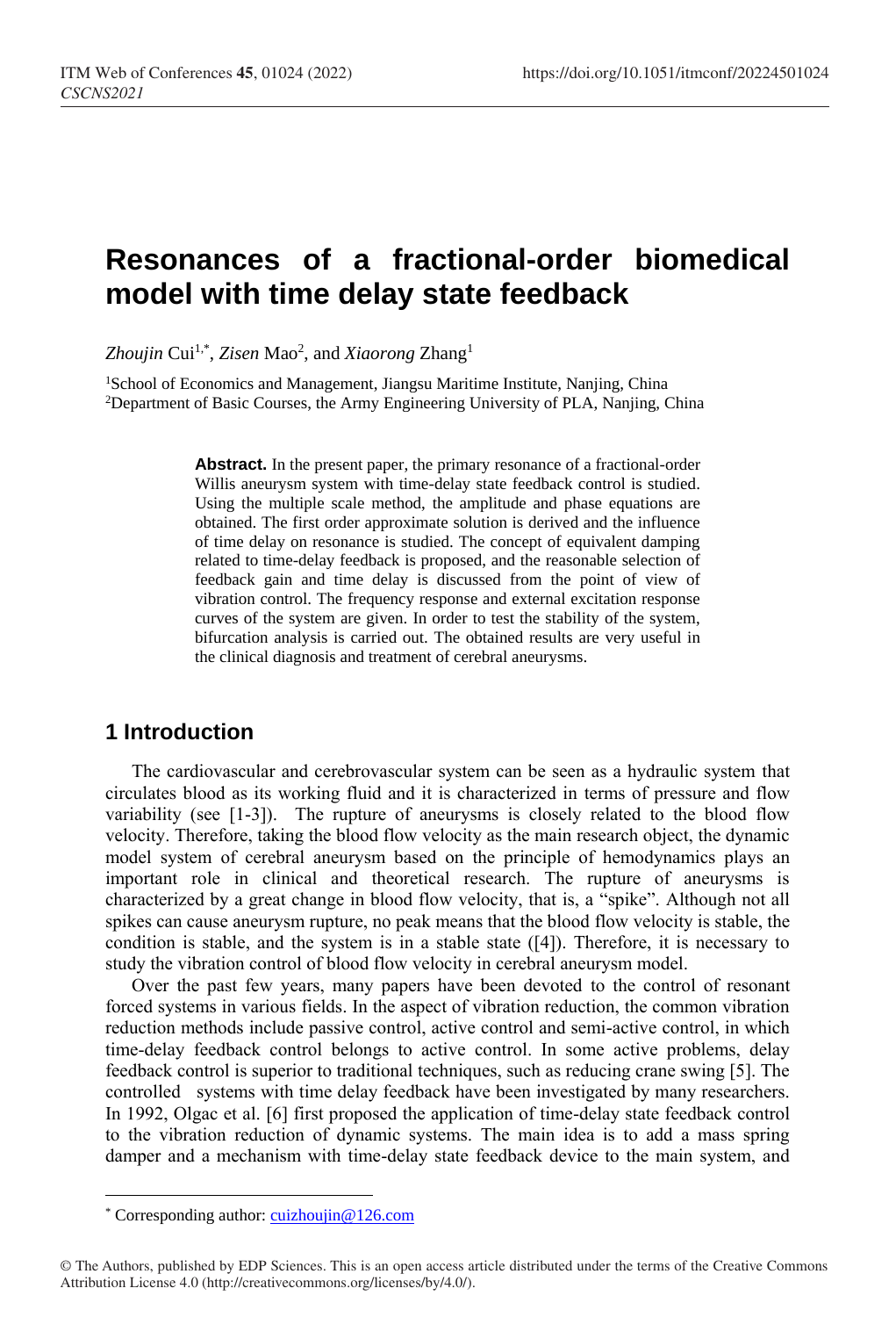# Resonances of a fractional-order biomedical model with time delay state feedback

*Zhoujin* Cui[1,*], *Zisen* Mao[2], and *Xiaorong* Zhang[1]

[1]School of Economics and Management, Jiangsu Maritime Institute, Nanjing, China
[2]Department of Basic Courses, the Army Engineering University of PLA, Nanjing, China

**Abstract.** In the present paper, the primary resonance of a fractional-order Willis aneurysm system with time-delay state feedback control is studied. Using the multiple scale method, the amplitude and phase equations are obtained. The first order approximate solution is derived and the influence of time delay on resonance is studied. The concept of equivalent damping related to time-delay feedback is proposed, and the reasonable selection of feedback gain and time delay is discussed from the point of view of vibration control. The frequency response and external excitation response curves of the system are given. In order to test the stability of the system, bifurcation analysis is carried out. The obtained results are very useful in the clinical diagnosis and treatment of cerebral aneurysms.

## 1 Introduction

The cardiovascular and cerebrovascular system can be seen as a hydraulic system that circulates blood as its working fluid and it is characterized in terms of pressure and flow variability (see [1-3]). The rupture of aneurysms is closely related to the blood flow velocity. Therefore, taking the blood flow velocity as the main research object, the dynamic model system of cerebral aneurysm based on the principle of hemodynamics plays an important role in clinical and theoretical research. The rupture of aneurysms is characterized by a great change in blood flow velocity, that is, a "spike". Although not all spikes can cause aneurysm rupture, no peak means that the blood flow velocity is stable, the condition is stable, and the system is in a stable state ([4]). Therefore, it is necessary to study the vibration control of blood flow velocity in cerebral aneurysm model.

Over the past few years, many papers have been devoted to the control of resonant forced systems in various fields. In the aspect of vibration reduction, the common vibration reduction methods include passive control, active control and semi-active control, in which time-delay feedback control belongs to active control. In some active problems, delay feedback control is superior to traditional techniques, such as reducing crane swing [5]. The controlled systems with time delay feedback have been investigated by many researchers. In 1992, Olgac et al. [6] first proposed the application of time-delay state feedback control to the vibration reduction of dynamic systems. The main idea is to add a mass spring damper and a mechanism with time-delay state feedback device to the main system, and

---

* Corresponding author: cuizhoujin@126.com

© The Authors, published by EDP Sciences. This is an open access article distributed under the terms of the Creative Commons Attribution License 4.0 (http://creativecommons.org/licenses/by/4.0/).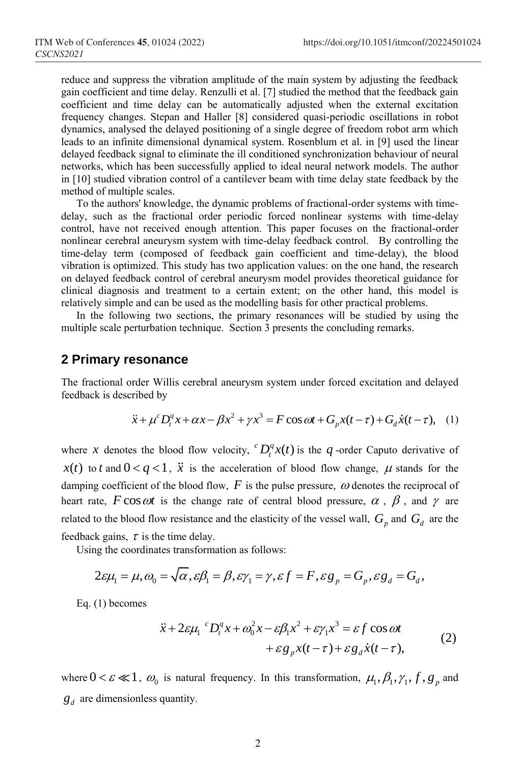reduce and suppress the vibration amplitude of the main system by adjusting the feedback gain coefficient and time delay. Renzulli et al. [7] studied the method that the feedback gain coefficient and time delay can be automatically adjusted when the external excitation frequency changes. Stepan and Haller [8] considered quasi-periodic oscillations in robot dynamics, analysed the delayed positioning of a single degree of freedom robot arm which leads to an infinite dimensional dynamical system. Rosenblum et al. in [9] used the linear delayed feedback signal to eliminate the ill conditioned synchronization behaviour of neural networks, which has been successfully applied to ideal neural network models. The author in [10] studied vibration control of a cantilever beam with time delay state feedback by the method of multiple scales.

To the authors' knowledge, the dynamic problems of fractional-order systems with time-delay, such as the fractional order periodic forced nonlinear systems with time-delay control, have not received enough attention. This paper focuses on the fractional-order nonlinear cerebral aneurysm system with time-delay feedback control. By controlling the time-delay term (composed of feedback gain coefficient and time-delay), the blood vibration is optimized. This study has two application values: on the one hand, the research on delayed feedback control of cerebral aneurysm model provides theoretical guidance for clinical diagnosis and treatment to a certain extent; on the other hand, this model is relatively simple and can be used as the modelling basis for other practical problems.

In the following two sections, the primary resonances will be studied by using the multiple scale perturbation technique. Section 3 presents the concluding remarks.

## 2 Primary resonance

The fractional order Willis cerebral aneurysm system under forced excitation and delayed feedback is described by

$$\ddot{x} + \mu {}^{c}D_t^q x + \alpha x - \beta x^2 + \gamma x^3 = F\cos\omega t + G_p x(t-\tau) + G_d \dot{x}(t-\tau), \quad (1)$$

where $x$ denotes the blood flow velocity, ${}^{c}D_t^q x(t)$ is the $q$-order Caputo derivative of $x(t)$ to $t$ and $0 < q < 1$, $\ddot{x}$ is the acceleration of blood flow change, $\mu$ stands for the damping coefficient of the blood flow, $F$ is the pulse pressure, $\omega$ denotes the reciprocal of heart rate, $F\cos\omega t$ is the change rate of central blood pressure, $\alpha$, $\beta$, and $\gamma$ are related to the blood flow resistance and the elasticity of the vessel wall, $G_p$ and $G_d$ are the feedback gains, $\tau$ is the time delay.

Using the coordinates transformation as follows:

$$2\varepsilon\mu_1 = \mu, \omega_0 = \sqrt{\alpha}, \varepsilon\beta_1 = \beta, \varepsilon\gamma_1 = \gamma, \varepsilon f = F, \varepsilon g_p = G_p, \varepsilon g_d = G_d,$$

Eq. (1) becomes

$$\begin{aligned} \ddot{x} + 2\varepsilon\mu_1 {}^{c}D_t^q x + \omega_0^2 x - \varepsilon\beta_1 x^2 + \varepsilon\gamma_1 x^3 = \varepsilon f \cos\omega t \\ + \varepsilon g_p x(t-\tau) + \varepsilon g_d \dot{x}(t-\tau), \end{aligned} \quad (2)$$

where $0 < \varepsilon \ll 1$, $\omega_0$ is natural frequency. In this transformation, $\mu_1, \beta_1, \gamma_1, f, g_p$ and $g_d$ are dimensionless quantity.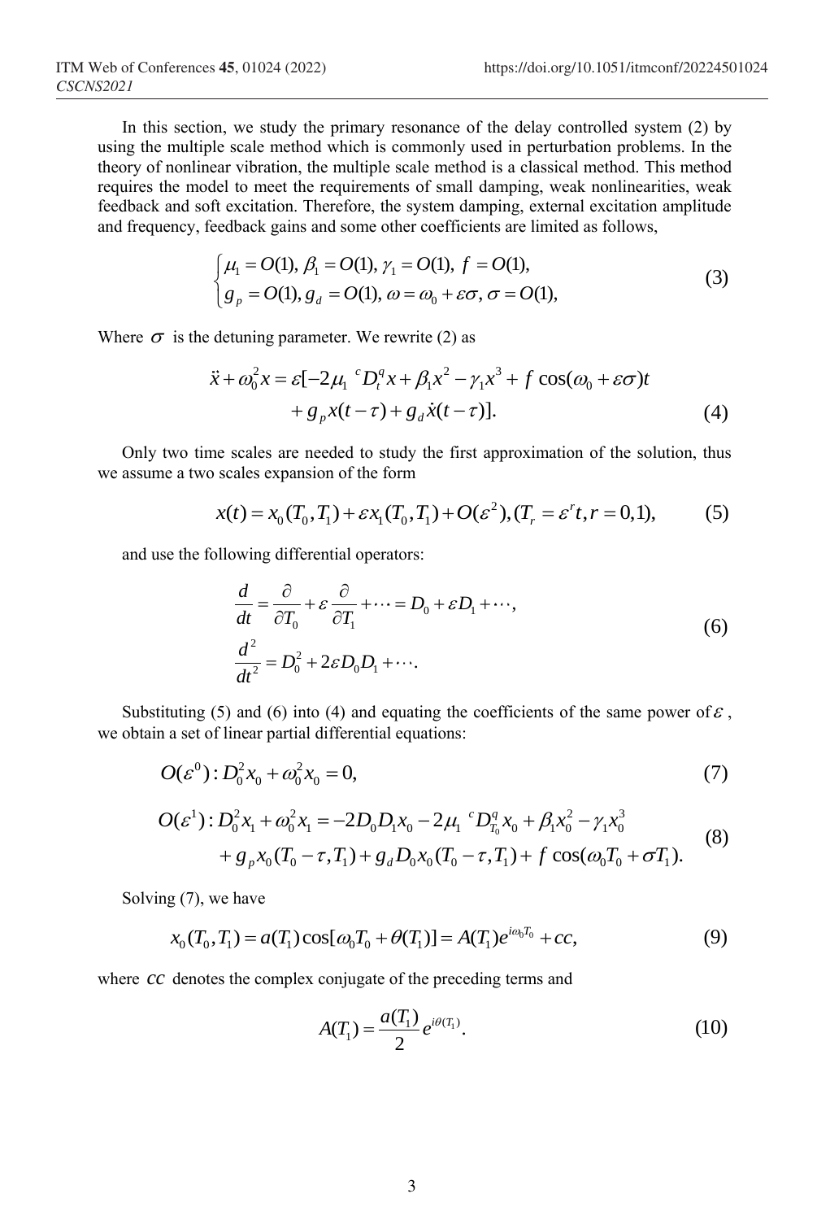In this section, we study the primary resonance of the delay controlled system (2) by using the multiple scale method which is commonly used in perturbation problems. In the theory of nonlinear vibration, the multiple scale method is a classical method. This method requires the model to meet the requirements of small damping, weak nonlinearities, weak feedback and soft excitation. Therefore, the system damping, external excitation amplitude and frequency, feedback gains and some other coefficients are limited as follows,

$$\begin{cases} \mu_1 = O(1),\ \beta_1 = O(1),\ \gamma_1 = O(1),\ f = O(1), \\ g_p = O(1),\ g_d = O(1),\ \omega = \omega_0 + \varepsilon\sigma,\ \sigma = O(1), \end{cases} \tag{3}$$

Where $\sigma$ is the detuning parameter. We rewrite (2) as

$$\begin{aligned} \ddot{x} + \omega_0^2 x = \varepsilon[&-2\mu_1\ {}^{c}D_t^q x + \beta_1 x^2 - \gamma_1 x^3 + f\cos(\omega_0 + \varepsilon\sigma)t \\ &+ g_p x(t-\tau) + g_d \dot{x}(t-\tau)]. \end{aligned} \tag{4}$$

Only two time scales are needed to study the first approximation of the solution, thus we assume a two scales expansion of the form

$$x(t) = x_0(T_0, T_1) + \varepsilon x_1(T_0, T_1) + O(\varepsilon^2), (T_r = \varepsilon^r t, r = 0,1), \tag{5}$$

and use the following differential operators:

$$\begin{aligned} \frac{d}{dt} &= \frac{\partial}{\partial T_0} + \varepsilon\frac{\partial}{\partial T_1} + \cdots = D_0 + \varepsilon D_1 + \cdots, \\ \frac{d^2}{dt^2} &= D_0^2 + 2\varepsilon D_0 D_1 + \cdots. \end{aligned} \tag{6}$$

Substituting (5) and (6) into (4) and equating the coefficients of the same power of $\varepsilon$, we obtain a set of linear partial differential equations:

$$O(\varepsilon^0): D_0^2 x_0 + \omega_0^2 x_0 = 0, \tag{7}$$

$$\begin{aligned} O(\varepsilon^1): D_0^2 x_1 + \omega_0^2 x_1 = &-2D_0 D_1 x_0 - 2\mu_1\ {}^{c}D_{T_0}^q x_0 + \beta_1 x_0^2 - \gamma_1 x_0^3 \\ &+ g_p x_0(T_0 - \tau, T_1) + g_d D_0 x_0(T_0 - \tau, T_1) + f\cos(\omega_0 T_0 + \sigma T_1). \end{aligned} \tag{8}$$

Solving (7), we have

$$x_0(T_0, T_1) = a(T_1)\cos[\omega_0 T_0 + \theta(T_1)] = A(T_1)e^{i\omega_0 T_0} + cc, \tag{9}$$

where $cc$ denotes the complex conjugate of the preceding terms and

$$A(T_1) = \frac{a(T_1)}{2} e^{i\theta(T_1)}. \tag{10}$$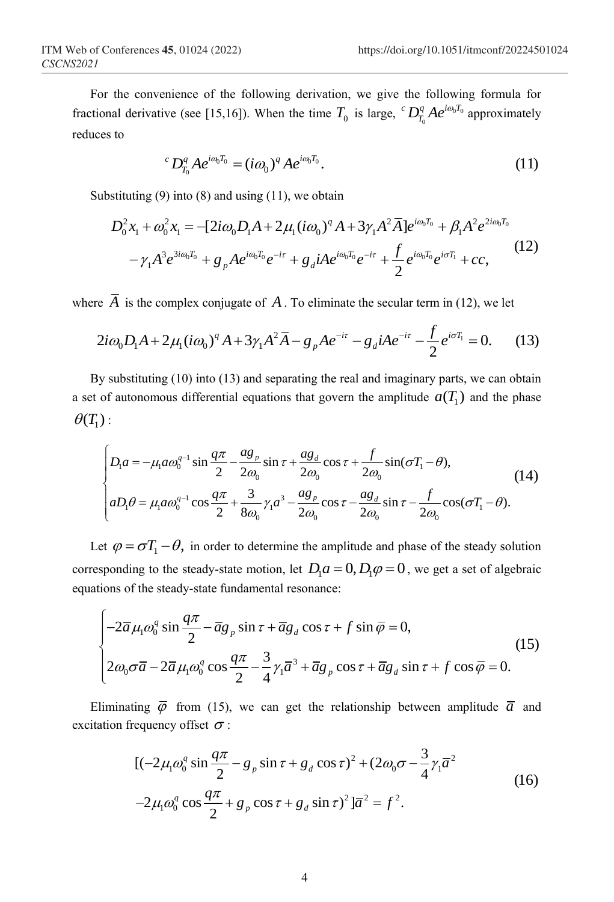For the convenience of the following derivation, we give the following formula for fractional derivative (see [15,16]). When the time $T_0$ is large, ${}^c D_{T_0}^q A e^{i\omega_0 T_0}$ approximately reduces to

$$
{}^c D_{T_0}^q A e^{i\omega_0 T_0} = (i\omega_0)^q A e^{i\omega_0 T_0}. \tag{11}
$$

Substituting (9) into (8) and using (11), we obtain

$$
\begin{aligned}
D_0^2 x_1 + \omega_0^2 x_1 = &-[2i\omega_0 D_1 A + 2\mu_1 (i\omega_0)^q A + 3\gamma_1 A^2 \bar{A}] e^{i\omega_0 T_0} + \beta_1 A^2 e^{2i\omega_0 T_0} \\
&- \gamma_1 A^3 e^{3i\omega_0 T_0} + g_p A e^{i\omega_0 T_0} e^{-i\tau} + g_d i A e^{i\omega_0 T_0} e^{-i\tau} + \frac{f}{2} e^{i\omega_0 T_0} e^{i\sigma T_1} + cc,
\end{aligned} \tag{12}
$$

where $\bar{A}$ is the complex conjugate of $A$. To eliminate the secular term in (12), we let

$$
2i\omega_0 D_1 A + 2\mu_1 (i\omega_0)^q A + 3\gamma_1 A^2 \bar{A} - g_p A e^{-i\tau} - g_d i A e^{-i\tau} - \frac{f}{2} e^{i\sigma T_1} = 0. \tag{13}
$$

By substituting (10) into (13) and separating the real and imaginary parts, we can obtain a set of autonomous differential equations that govern the amplitude $a(T_1)$ and the phase $\theta(T_1)$:

$$
\begin{cases}
D_1 a = -\mu_1 a \omega_0^{q-1} \sin \dfrac{q\pi}{2} - \dfrac{a g_p}{2\omega_0} \sin \tau + \dfrac{a g_d}{2\omega_0} \cos \tau + \dfrac{f}{2\omega_0} \sin(\sigma T_1 - \theta), \\
a D_1 \theta = \mu_1 a \omega_0^{q-1} \cos \dfrac{q\pi}{2} + \dfrac{3}{8\omega_0} \gamma_1 a^3 - \dfrac{a g_p}{2\omega_0} \cos \tau - \dfrac{a g_d}{2\omega_0} \sin \tau - \dfrac{f}{2\omega_0} \cos(\sigma T_1 - \theta).
\end{cases} \tag{14}
$$

Let $\varphi = \sigma T_1 - \theta,$ in order to determine the amplitude and phase of the steady solution corresponding to the steady-state motion, let $D_1 a = 0, D_1 \varphi = 0$, we get a set of algebraic equations of the steady-state fundamental resonance:

$$
\begin{cases}
-2\bar{a}\mu_1 \omega_0^q \sin \dfrac{q\pi}{2} - \bar{a} g_p \sin \tau + \bar{a} g_d \cos \tau + f \sin \bar{\varphi} = 0, \\
2\omega_0 \sigma \bar{a} - 2\bar{a}\mu_1 \omega_0^q \cos \dfrac{q\pi}{2} - \dfrac{3}{4}\gamma_1 \bar{a}^3 + \bar{a} g_p \cos \tau + \bar{a} g_d \sin \tau + f \cos \bar{\varphi} = 0.
\end{cases} \tag{15}
$$

Eliminating $\bar{\varphi}$ from (15), we can get the relationship between amplitude $\bar{a}$ and excitation frequency offset $\sigma$:

$$
\begin{aligned}
&[(-2\mu_1 \omega_0^q \sin \frac{q\pi}{2} - g_p \sin \tau + g_d \cos \tau)^2 + (2\omega_0 \sigma - \frac{3}{4}\gamma_1 \bar{a}^2 \\
&- 2\mu_1 \omega_0^q \cos \frac{q\pi}{2} + g_p \cos \tau + g_d \sin \tau)^2] \bar{a}^2 = f^2.
\end{aligned} \tag{16}
$$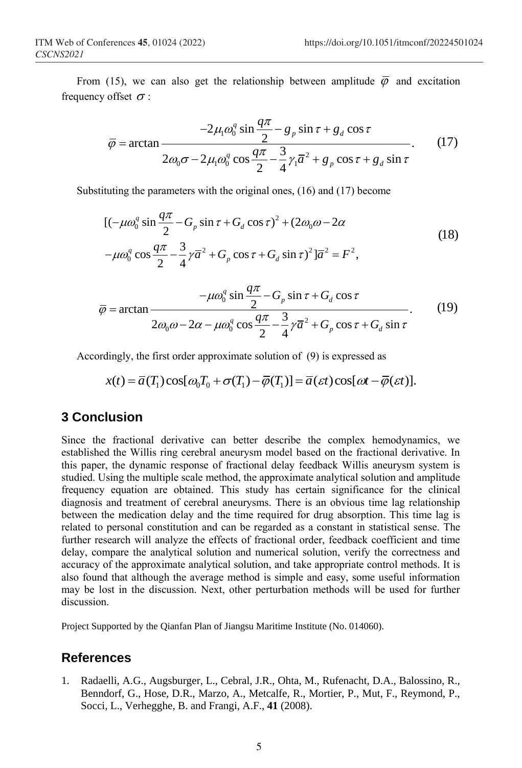From (15), we can also get the relationship between amplitude $\bar{\varphi}$ and excitation frequency offset $\sigma$ :

$$\bar{\varphi} = \arctan \frac{-2\mu_1\omega_0^q \sin\frac{q\pi}{2} - g_p \sin\tau + g_d \cos\tau}{2\omega_0\sigma - 2\mu_1\omega_0^q \cos\frac{q\pi}{2} - \frac{3}{4}\gamma_1\bar{a}^2 + g_p \cos\tau + g_d \sin\tau}. \tag{17}$$

Substituting the parameters with the original ones, (16) and (17) become

$$\begin{aligned}
&[(-\mu\omega_0^q \sin\frac{q\pi}{2} - G_p \sin\tau + G_d \cos\tau)^2 + (2\omega_0\omega - 2\alpha \\
&-\mu\omega_0^q \cos\frac{q\pi}{2} - \frac{3}{4}\gamma\bar{a}^2 + G_p \cos\tau + G_d \sin\tau)^2]\bar{a}^2 = F^2,
\end{aligned} \tag{18}$$

$$\bar{\varphi} = \arctan \frac{-\mu\omega_0^q \sin\frac{q\pi}{2} - G_p \sin\tau + G_d \cos\tau}{2\omega_0\omega - 2\alpha - \mu\omega_0^q \cos\frac{q\pi}{2} - \frac{3}{4}\gamma\bar{a}^2 + G_p \cos\tau + G_d \sin\tau}. \tag{19}$$

Accordingly, the first order approximate solution of (9) is expressed as

$$x(t) = \bar{a}(T_1)\cos[\omega_0 T_0 + \sigma(T_1) - \bar{\varphi}(T_1)] = \bar{a}(\varepsilon t)\cos[\omega t - \bar{\varphi}(\varepsilon t)].$$

## 3 Conclusion

Since the fractional derivative can better describe the complex hemodynamics, we established the Willis ring cerebral aneurysm model based on the fractional derivative. In this paper, the dynamic response of fractional delay feedback Willis aneurysm system is studied. Using the multiple scale method, the approximate analytical solution and amplitude frequency equation are obtained. This study has certain significance for the clinical diagnosis and treatment of cerebral aneurysms. There is an obvious time lag relationship between the medication delay and the time required for drug absorption. This time lag is related to personal constitution and can be regarded as a constant in statistical sense. The further research will analyze the effects of fractional order, feedback coefficient and time delay, compare the analytical solution and numerical solution, verify the correctness and accuracy of the approximate analytical solution, and take appropriate control methods. It is also found that although the average method is simple and easy, some useful information may be lost in the discussion. Next, other perturbation methods will be used for further discussion.

Project Supported by the Qianfan Plan of Jiangsu Maritime Institute (No. 014060).

## References

1. Radaelli, A.G., Augsburger, L., Cebral, J.R., Ohta, M., Rufenacht, D.A., Balossino, R., Benndorf, G., Hose, D.R., Marzo, A., Metcalfe, R., Mortier, P., Mut, F., Reymond, P., Socci, L., Verhegghe, B. and Frangi, A.F., **41** (2008).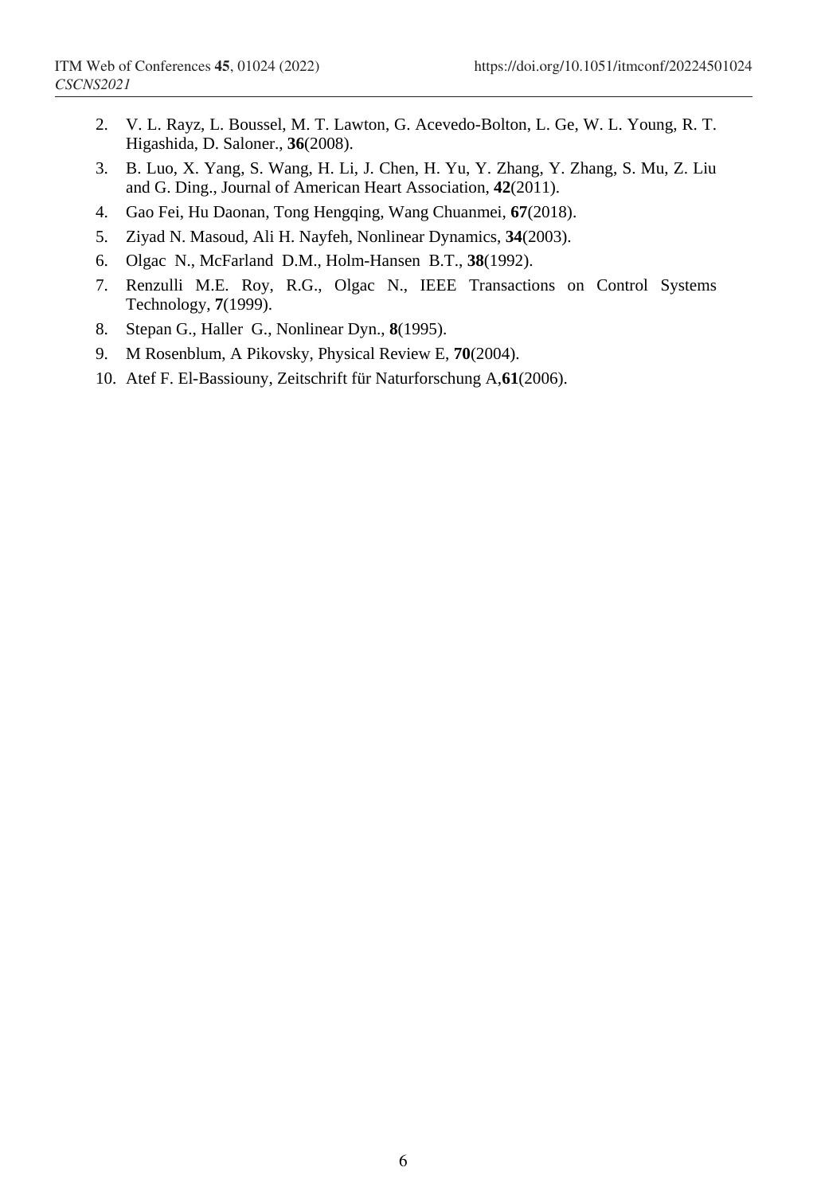2. V. L. Rayz, L. Boussel, M. T. Lawton, G. Acevedo-Bolton, L. Ge, W. L. Young, R. T. Higashida, D. Saloner., **36**(2008).
3. B. Luo, X. Yang, S. Wang, H. Li, J. Chen, H. Yu, Y. Zhang, Y. Zhang, S. Mu, Z. Liu and G. Ding., Journal of American Heart Association, **42**(2011).
4. Gao Fei, Hu Daonan, Tong Hengqing, Wang Chuanmei, **67**(2018).
5. Ziyad N. Masoud, Ali H. Nayfeh, Nonlinear Dynamics, **34**(2003).
6. Olgac N., McFarland D.M., Holm-Hansen B.T., **38**(1992).
7. Renzulli M.E. Roy, R.G., Olgac N., IEEE Transactions on Control Systems Technology, **7**(1999).
8. Stepan G., Haller G., Nonlinear Dyn., **8**(1995).
9. M Rosenblum, A Pikovsky, Physical Review E, **70**(2004).
10. Atef F. El-Bassiouny, Zeitschrift für Naturforschung A,**61**(2006).